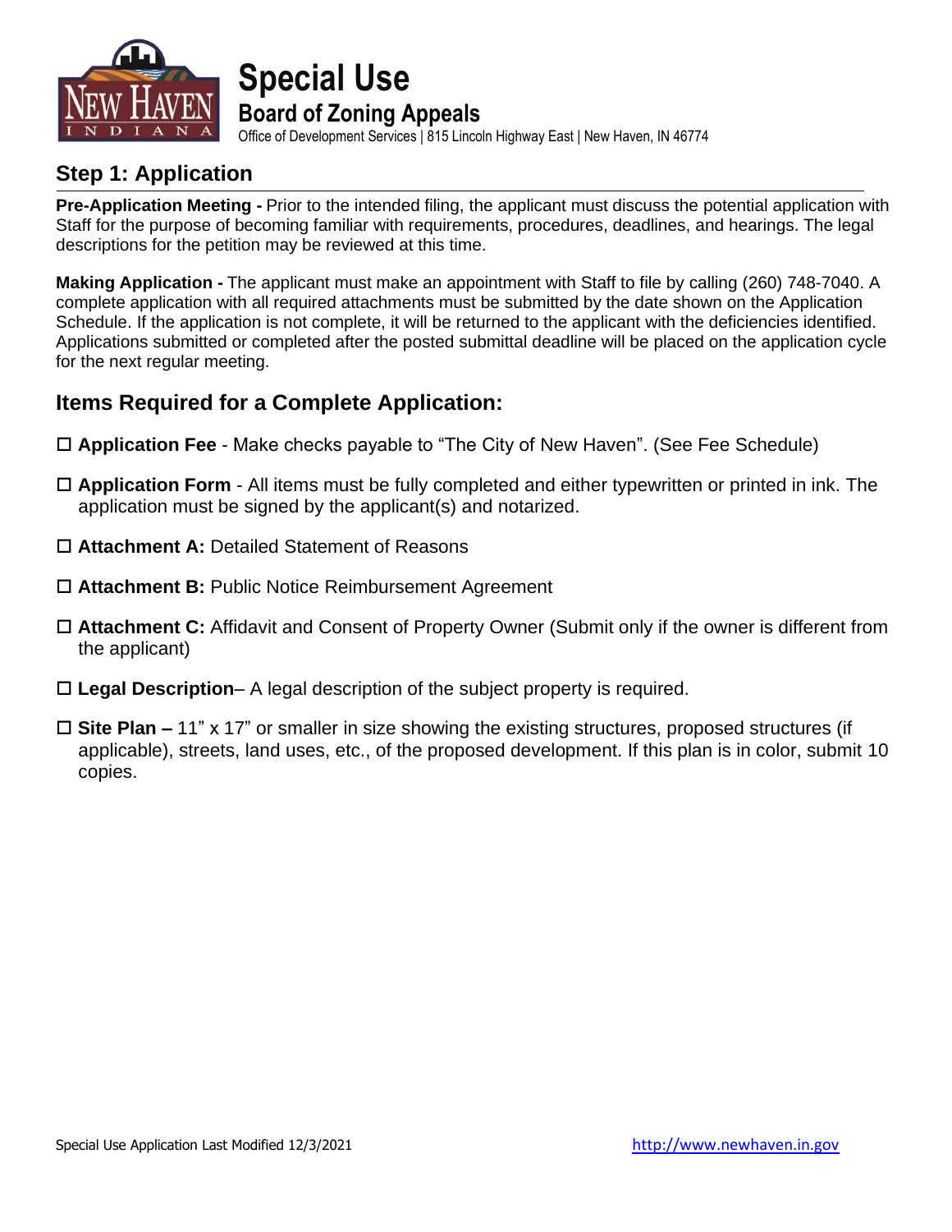# Special Use

## Board of Zoning Appeals

Office of Development Services | 815 Lincoln Highway East | New Haven, IN 46774

## Step 1: Application

**Pre-Application Meeting -** Prior to the intended filing, the applicant must discuss the potential application with Staff for the purpose of becoming familiar with requirements, procedures, deadlines, and hearings. The legal descriptions for the petition may be reviewed at this time.

**Making Application -** The applicant must make an appointment with Staff to file by calling (260) 748-7040. A complete application with all required attachments must be submitted by the date shown on the Application Schedule. If the application is not complete, it will be returned to the applicant with the deficiencies identified. Applications submitted or completed after the posted submittal deadline will be placed on the application cycle for the next regular meeting.

## Items Required for a Complete Application:

- ☐ **Application Fee** - Make checks payable to "The City of New Haven". (See Fee Schedule)
- ☐ **Application Form** - All items must be fully completed and either typewritten or printed in ink. The application must be signed by the applicant(s) and notarized.
- ☐ **Attachment A:** Detailed Statement of Reasons
- ☐ **Attachment B:** Public Notice Reimbursement Agreement
- ☐ **Attachment C:** Affidavit and Consent of Property Owner (Submit only if the owner is different from the applicant)
- ☐ **Legal Description**– A legal description of the subject property is required.
- ☐ **Site Plan –** 11" x 17" or smaller in size showing the existing structures, proposed structures (if applicable), streets, land uses, etc., of the proposed development. If this plan is in color, submit 10 copies.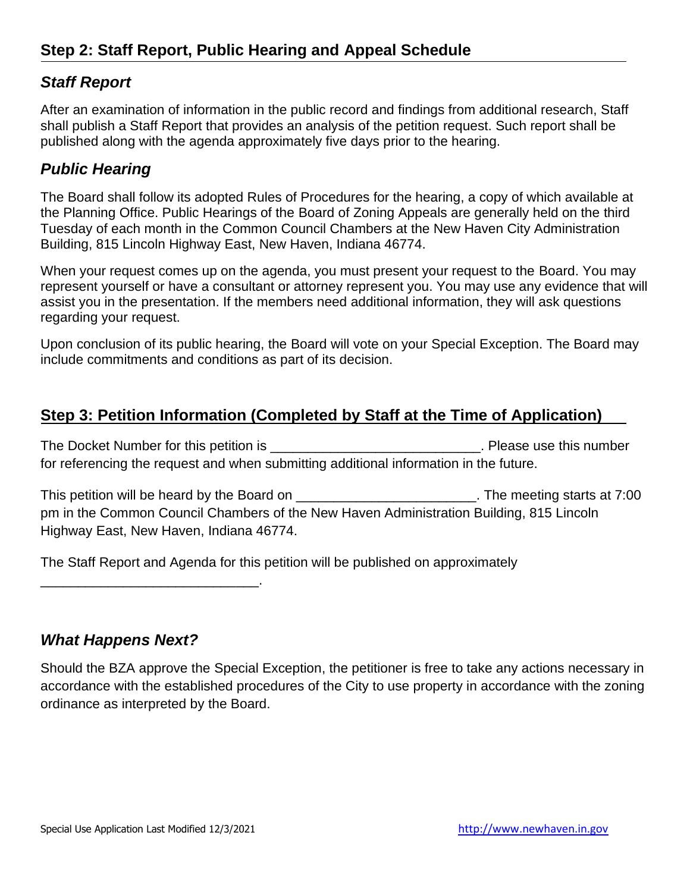## Step 2: Staff Report, Public Hearing and Appeal Schedule

### *Staff Report*

After an examination of information in the public record and findings from additional research, Staff shall publish a Staff Report that provides an analysis of the petition request. Such report shall be published along with the agenda approximately five days prior to the hearing.

### *Public Hearing*

The Board shall follow its adopted Rules of Procedures for the hearing, a copy of which available at the Planning Office. Public Hearings of the Board of Zoning Appeals are generally held on the third Tuesday of each month in the Common Council Chambers at the New Haven City Administration Building, 815 Lincoln Highway East, New Haven, Indiana 46774.

When your request comes up on the agenda, you must present your request to the Board. You may represent yourself or have a consultant or attorney represent you. You may use any evidence that will assist you in the presentation. If the members need additional information, they will ask questions regarding your request.

Upon conclusion of its public hearing, the Board will vote on your Special Exception. The Board may include commitments and conditions as part of its decision.

## Step 3: Petition Information (Completed by Staff at the Time of Application)

The Docket Number for this petition is ____________________________. Please use this number for referencing the request and when submitting additional information in the future.

This petition will be heard by the Board on ________________________. The meeting starts at 7:00 pm in the Common Council Chambers of the New Haven Administration Building, 815 Lincoln Highway East, New Haven, Indiana 46774.

The Staff Report and Agenda for this petition will be published on approximately _____________________________.

### *What Happens Next?*

Should the BZA approve the Special Exception, the petitioner is free to take any actions necessary in accordance with the established procedures of the City to use property in accordance with the zoning ordinance as interpreted by the Board.

Special Use Application Last Modified 12/3/2021 http://www.newhaven.in.gov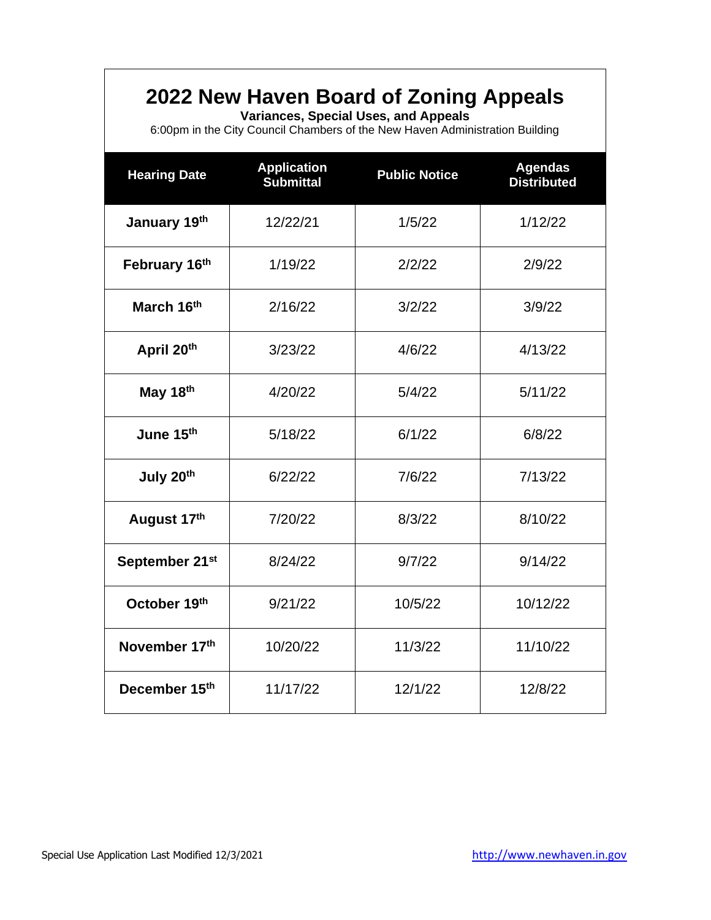# 2022 New Haven Board of Zoning Appeals

**Variances, Special Uses, and Appeals**

6:00pm in the City Council Chambers of the New Haven Administration Building

| Hearing Date | Application Submittal | Public Notice | Agendas Distributed |
|---|---|---|---|
| **January 19th** | 12/22/21 | 1/5/22 | 1/12/22 |
| **February 16th** | 1/19/22 | 2/2/22 | 2/9/22 |
| **March 16th** | 2/16/22 | 3/2/22 | 3/9/22 |
| **April 20th** | 3/23/22 | 4/6/22 | 4/13/22 |
| **May 18th** | 4/20/22 | 5/4/22 | 5/11/22 |
| **June 15th** | 5/18/22 | 6/1/22 | 6/8/22 |
| **July 20th** | 6/22/22 | 7/6/22 | 7/13/22 |
| **August 17th** | 7/20/22 | 8/3/22 | 8/10/22 |
| **September 21st** | 8/24/22 | 9/7/22 | 9/14/22 |
| **October 19th** | 9/21/22 | 10/5/22 | 10/12/22 |
| **November 17th** | 10/20/22 | 11/3/22 | 11/10/22 |
| **December 15th** | 11/17/22 | 12/1/22 | 12/8/22 |

Special Use Application Last Modified 12/3/2021 http://www.newhaven.in.gov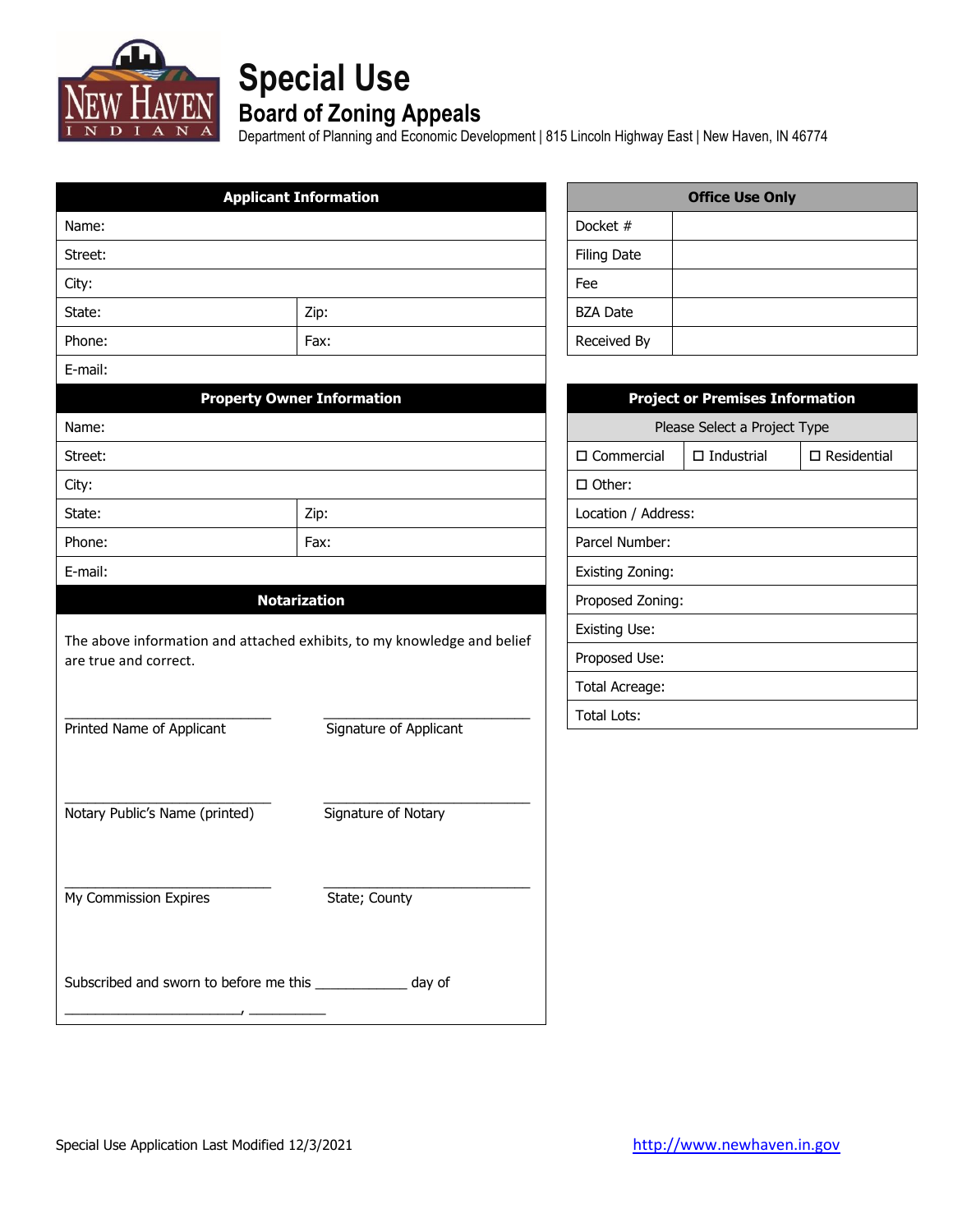# Special Use

## Board of Zoning Appeals

Department of Planning and Economic Development | 815 Lincoln Highway East | New Haven, IN 46774

| Applicant Information | |
|---|---|
| Name: | |
| Street: | |
| City: | |
| State: | Zip: |
| Phone: | Fax: |
| E-mail: | |

| Property Owner Information | |
|---|---|
| Name: | |
| Street: | |
| City: | |
| State: | Zip: |
| Phone: | Fax: |
| E-mail: | |

| Office Use Only | |
|---|---|
| Docket # | |
| Filing Date | |
| Fee | |
| BZA Date | |
| Received By | |

| Project or Premises Information | | |
|---|---|---|
| Please Select a Project Type | | |
| ☐ Commercial | ☐ Industrial | ☐ Residential |
| ☐ Other: | | |
| Location / Address: | | |
| Parcel Number: | | |
| Existing Zoning: | | |
| Proposed Zoning: | | |
| Existing Use: | | |
| Proposed Use: | | |
| Total Acreage: | | |
| Total Lots: | | |

### Notarization

The above information and attached exhibits, to my knowledge and belief are true and correct.

___________________________ Printed Name of Applicant

___________________________ Signature of Applicant

___________________________ Notary Public's Name (printed)

___________________________ Signature of Notary

___________________________ My Commission Expires

___________________________ State; County

Subscribed and sworn to before me this ____________ day of ________________________, __________

Special Use Application Last Modified 12/3/2021

http://www.newhaven.in.gov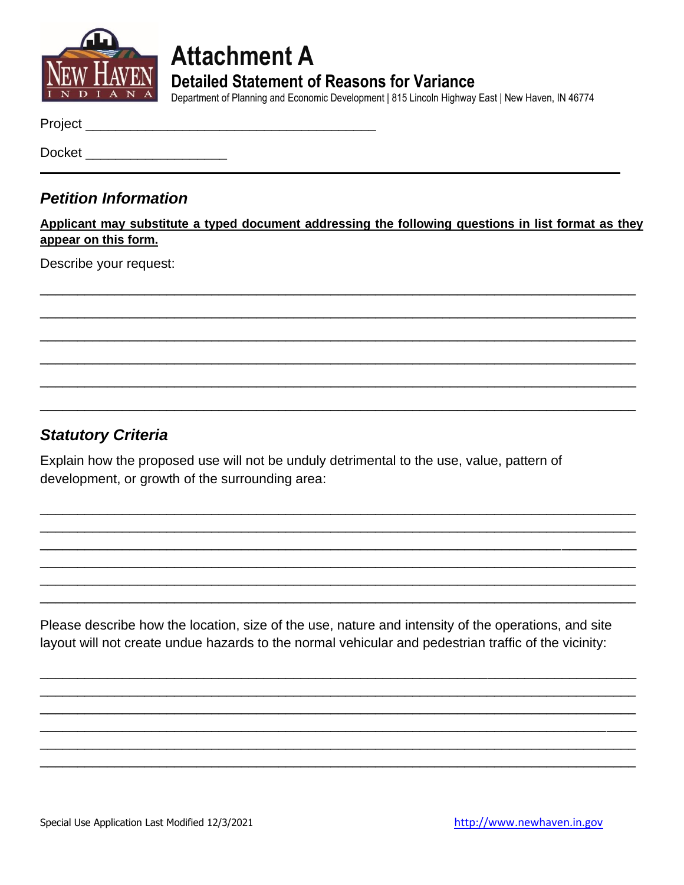# Attachment A

## Detailed Statement of Reasons for Variance

Department of Planning and Economic Development | 815 Lincoln Highway East | New Haven, IN 46774

Project ______________________________________

Docket __________________

---

### *Petition Information*

**Applicant may substitute a typed document addressing the following questions in list format as they appear on this form.**

Describe your request:

______________________________________________________________________________

______________________________________________________________________________

______________________________________________________________________________

______________________________________________________________________________

______________________________________________________________________________

______________________________________________________________________________

### *Statutory Criteria*

Explain how the proposed use will not be unduly detrimental to the use, value, pattern of development, or growth of the surrounding area:

______________________________________________________________________________

______________________________________________________________________________

______________________________________________________________________________

______________________________________________________________________________

______________________________________________________________________________

______________________________________________________________________________

Please describe how the location, size of the use, nature and intensity of the operations, and site layout will not create undue hazards to the normal vehicular and pedestrian traffic of the vicinity:

______________________________________________________________________________

______________________________________________________________________________

______________________________________________________________________________

______________________________________________________________________________

______________________________________________________________________________

______________________________________________________________________________

Special Use Application Last Modified 12/3/2021 http://www.newhaven.in.gov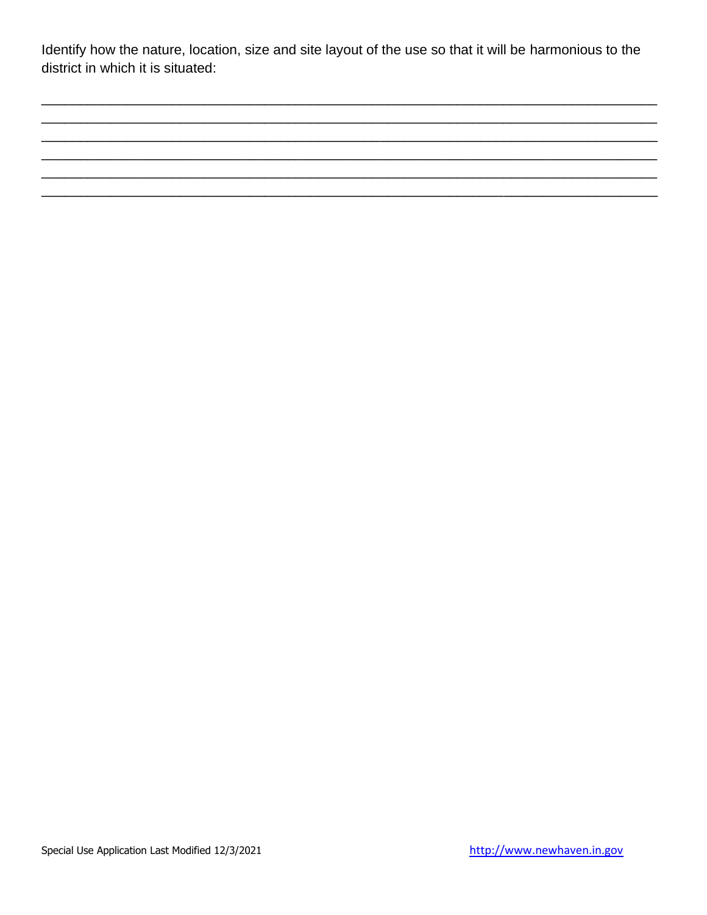Identify how the nature, location, size and site layout of the use so that it will be harmonious to the district in which it is situated:

______________________________________________________________________________
______________________________________________________________________________
______________________________________________________________________________
______________________________________________________________________________
______________________________________________________________________________
______________________________________________________________________________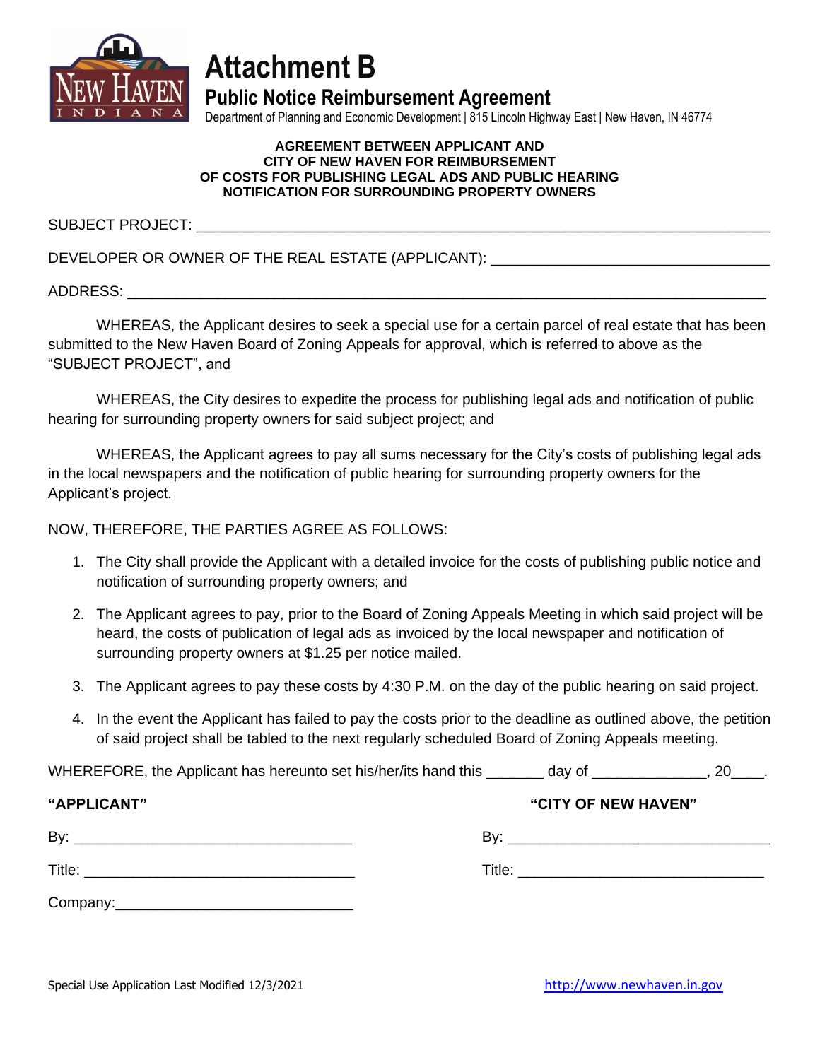# Attachment B

## Public Notice Reimbursement Agreement

Department of Planning and Economic Development | 815 Lincoln Highway East | New Haven, IN 46774

**AGREEMENT BETWEEN APPLICANT AND CITY OF NEW HAVEN FOR REIMBURSEMENT OF COSTS FOR PUBLISHING LEGAL ADS AND PUBLIC HEARING NOTIFICATION FOR SURROUNDING PROPERTY OWNERS**

SUBJECT PROJECT: ___________________________________________________________________

DEVELOPER OR OWNER OF THE REAL ESTATE (APPLICANT): _________________________________

ADDRESS: __________________________________________________________________________

WHEREAS, the Applicant desires to seek a special use for a certain parcel of real estate that has been submitted to the New Haven Board of Zoning Appeals for approval, which is referred to above as the "SUBJECT PROJECT", and

WHEREAS, the City desires to expedite the process for publishing legal ads and notification of public hearing for surrounding property owners for said subject project; and

WHEREAS, the Applicant agrees to pay all sums necessary for the City's costs of publishing legal ads in the local newspapers and the notification of public hearing for surrounding property owners for the Applicant's project.

NOW, THEREFORE, THE PARTIES AGREE AS FOLLOWS:

1. The City shall provide the Applicant with a detailed invoice for the costs of publishing public notice and notification of surrounding property owners; and
2. The Applicant agrees to pay, prior to the Board of Zoning Appeals Meeting in which said project will be heard, the costs of publication of legal ads as invoiced by the local newspaper and notification of surrounding property owners at $1.25 per notice mailed.
3. The Applicant agrees to pay these costs by 4:30 P.M. on the day of the public hearing on said project.
4. In the event the Applicant has failed to pay the costs prior to the deadline as outlined above, the petition of said project shall be tabled to the next regularly scheduled Board of Zoning Appeals meeting.

WHEREFORE, the Applicant has hereunto set his/her/its hand this _______ day of ______________, 20____.

| **"APPLICANT"** | **"CITY OF NEW HAVEN"** |
|---|---|
| By: _________________________________ | By: _______________________________ |
| Title: _______________________________ | Title: _____________________________ |
| Company:____________________________ | |

Special Use Application Last Modified 12/3/2021

http://www.newhaven.in.gov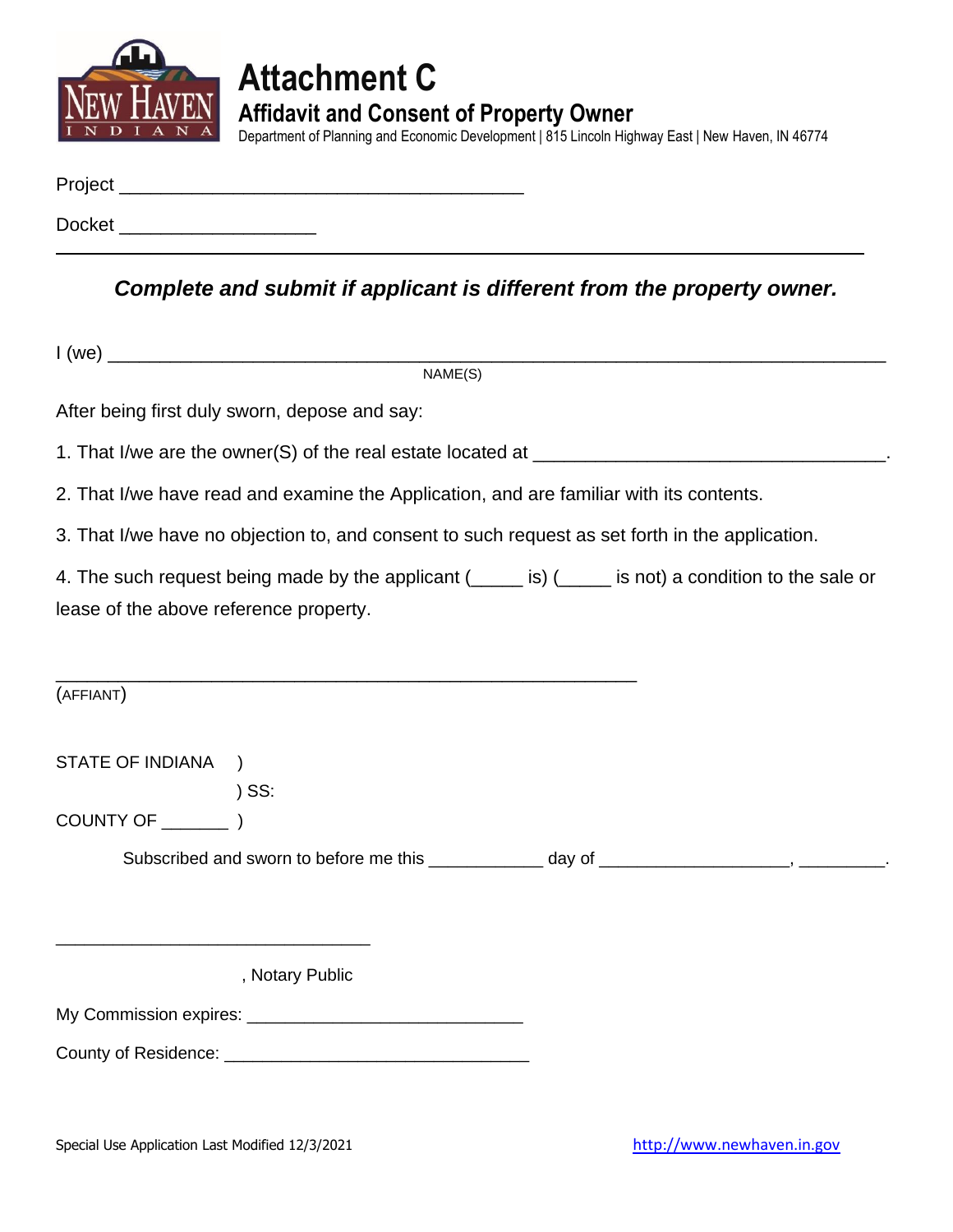# Attachment C

## Affidavit and Consent of Property Owner

Department of Planning and Economic Development | 815 Lincoln Highway East | New Haven, IN 46774

Project ______________________________________

Docket __________________

---

***Complete and submit if applicant is different from the property owner.***

I (we) ________________________________________________________________________
NAME(S)

After being first duly sworn, depose and say:

1. That I/we are the owner(S) of the real estate located at __________________________________.

2. That I/we have read and examine the Application, and are familiar with its contents.

3. That I/we have no objection to, and consent to such request as set forth in the application.

4. The such request being made by the applicant (_____ is) (_____ is not) a condition to the sale or lease of the above reference property.

______________________________________________________
(AFFIANT)

STATE OF INDIANA )
) SS:
COUNTY OF _______ )

Subscribed and sworn to before me this ___________ day of __________________, _________.

______________________________
, Notary Public

My Commission expires: ___________________________

County of Residence: ______________________________

Special Use Application Last Modified 12/3/2021

http://www.newhaven.in.gov